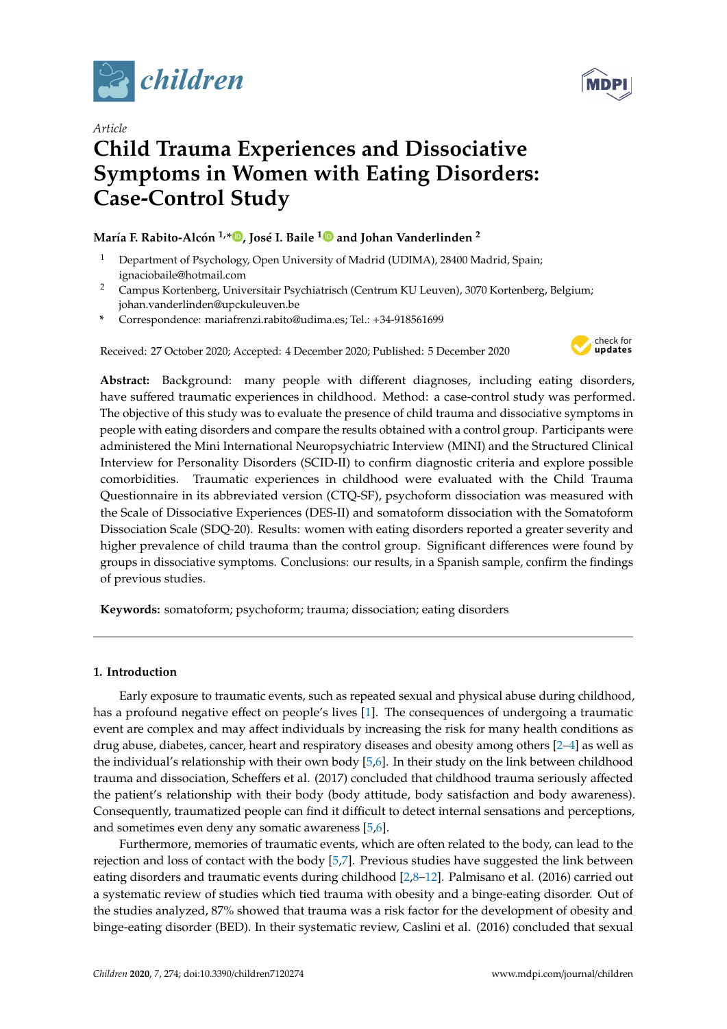*Article*

# Child Trauma Experiences and Dissociative Symptoms in Women with Eating Disorders: Case-Control Study

**María F. Rabito-Alcón [1,*], José I. Baile [1] and Johan Vanderlinden [2]**

[1] Department of Psychology, Open University of Madrid (UDIMA), 28400 Madrid, Spain; ignaciobaile@hotmail.com

[2] Campus Kortenberg, Universitair Psychiatrisch (Centrum KU Leuven), 3070 Kortenberg, Belgium; johan.vanderlinden@upckuleuven.be

* Correspondence: mariafrenzi.rabito@udima.es; Tel.: +34-918561699

Received: 27 October 2020; Accepted: 4 December 2020; Published: 5 December 2020

**Abstract:** Background: many people with different diagnoses, including eating disorders, have suffered traumatic experiences in childhood. Method: a case-control study was performed. The objective of this study was to evaluate the presence of child trauma and dissociative symptoms in people with eating disorders and compare the results obtained with a control group. Participants were administered the Mini International Neuropsychiatric Interview (MINI) and the Structured Clinical Interview for Personality Disorders (SCID-II) to confirm diagnostic criteria and explore possible comorbidities. Traumatic experiences in childhood were evaluated with the Child Trauma Questionnaire in its abbreviated version (CTQ-SF), psychoform dissociation was measured with the Scale of Dissociative Experiences (DES-II) and somatoform dissociation with the Somatoform Dissociation Scale (SDQ-20). Results: women with eating disorders reported a greater severity and higher prevalence of child trauma than the control group. Significant differences were found by groups in dissociative symptoms. Conclusions: our results, in a Spanish sample, confirm the findings of previous studies.

**Keywords:** somatoform; psychoform; trauma; dissociation; eating disorders

## 1. Introduction

Early exposure to traumatic events, such as repeated sexual and physical abuse during childhood, has a profound negative effect on people's lives [1]. The consequences of undergoing a traumatic event are complex and may affect individuals by increasing the risk for many health conditions as drug abuse, diabetes, cancer, heart and respiratory diseases and obesity among others [2–4] as well as the individual's relationship with their own body [5,6]. In their study on the link between childhood trauma and dissociation, Scheffers et al. (2017) concluded that childhood trauma seriously affected the patient's relationship with their body (body attitude, body satisfaction and body awareness). Consequently, traumatized people can find it difficult to detect internal sensations and perceptions, and sometimes even deny any somatic awareness [5,6].

Furthermore, memories of traumatic events, which are often related to the body, can lead to the rejection and loss of contact with the body [5,7]. Previous studies have suggested the link between eating disorders and traumatic events during childhood [2,8–12]. Palmisano et al. (2016) carried out a systematic review of studies which tied trauma with obesity and a binge-eating disorder. Out of the studies analyzed, 87% showed that trauma was a risk factor for the development of obesity and binge-eating disorder (BED). In their systematic review, Caslini et al. (2016) concluded that sexual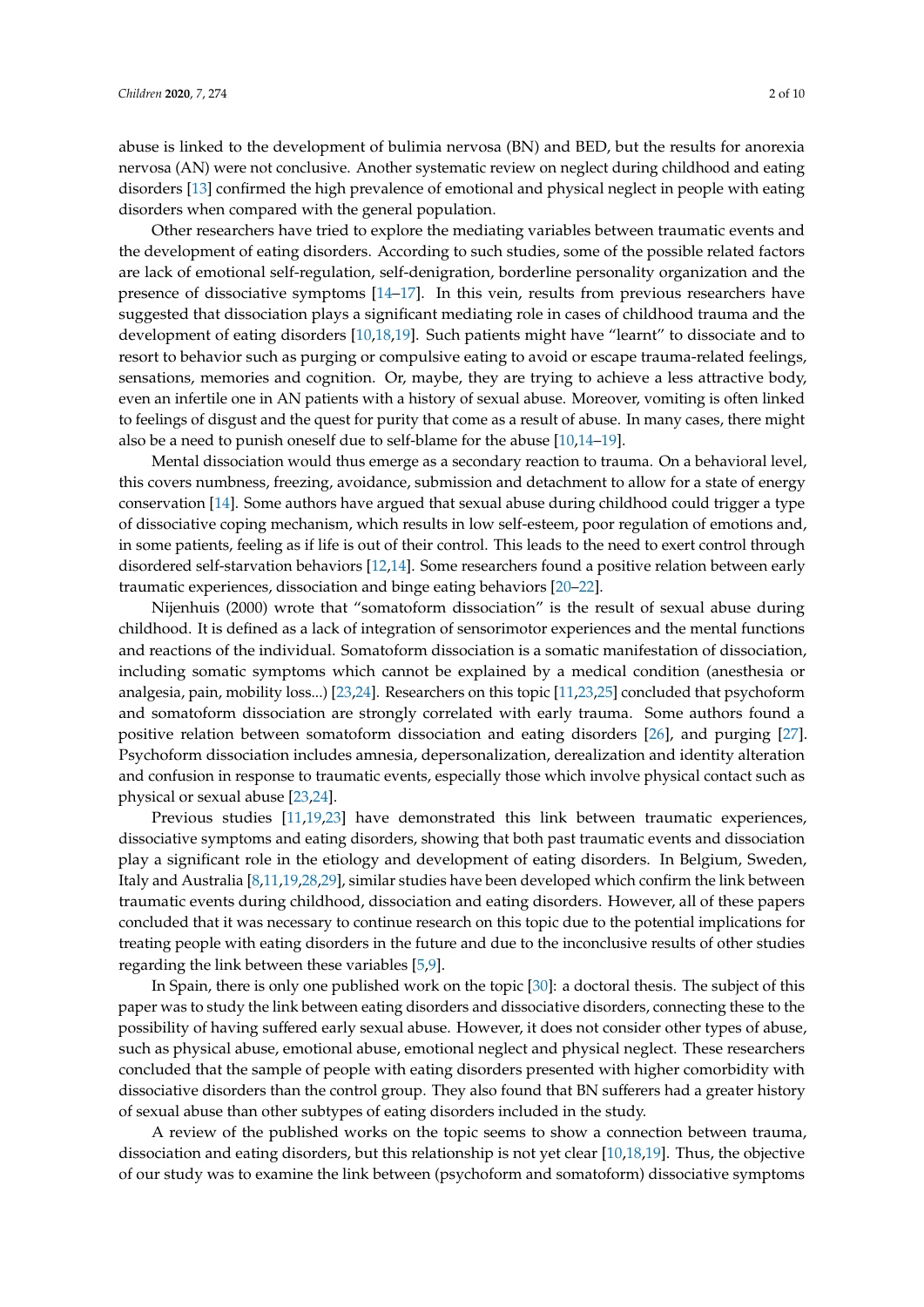abuse is linked to the development of bulimia nervosa (BN) and BED, but the results for anorexia nervosa (AN) were not conclusive. Another systematic review on neglect during childhood and eating disorders [13] confirmed the high prevalence of emotional and physical neglect in people with eating disorders when compared with the general population.

Other researchers have tried to explore the mediating variables between traumatic events and the development of eating disorders. According to such studies, some of the possible related factors are lack of emotional self-regulation, self-denigration, borderline personality organization and the presence of dissociative symptoms [14–17]. In this vein, results from previous researchers have suggested that dissociation plays a significant mediating role in cases of childhood trauma and the development of eating disorders [10,18,19]. Such patients might have "learnt" to dissociate and to resort to behavior such as purging or compulsive eating to avoid or escape trauma-related feelings, sensations, memories and cognition. Or, maybe, they are trying to achieve a less attractive body, even an infertile one in AN patients with a history of sexual abuse. Moreover, vomiting is often linked to feelings of disgust and the quest for purity that come as a result of abuse. In many cases, there might also be a need to punish oneself due to self-blame for the abuse [10,14–19].

Mental dissociation would thus emerge as a secondary reaction to trauma. On a behavioral level, this covers numbness, freezing, avoidance, submission and detachment to allow for a state of energy conservation [14]. Some authors have argued that sexual abuse during childhood could trigger a type of dissociative coping mechanism, which results in low self-esteem, poor regulation of emotions and, in some patients, feeling as if life is out of their control. This leads to the need to exert control through disordered self-starvation behaviors [12,14]. Some researchers found a positive relation between early traumatic experiences, dissociation and binge eating behaviors [20–22].

Nijenhuis (2000) wrote that "somatoform dissociation" is the result of sexual abuse during childhood. It is defined as a lack of integration of sensorimotor experiences and the mental functions and reactions of the individual. Somatoform dissociation is a somatic manifestation of dissociation, including somatic symptoms which cannot be explained by a medical condition (anesthesia or analgesia, pain, mobility loss...) [23,24]. Researchers on this topic [11,23,25] concluded that psychoform and somatoform dissociation are strongly correlated with early trauma. Some authors found a positive relation between somatoform dissociation and eating disorders [26], and purging [27]. Psychoform dissociation includes amnesia, depersonalization, derealization and identity alteration and confusion in response to traumatic events, especially those which involve physical contact such as physical or sexual abuse [23,24].

Previous studies [11,19,23] have demonstrated this link between traumatic experiences, dissociative symptoms and eating disorders, showing that both past traumatic events and dissociation play a significant role in the etiology and development of eating disorders. In Belgium, Sweden, Italy and Australia [8,11,19,28,29], similar studies have been developed which confirm the link between traumatic events during childhood, dissociation and eating disorders. However, all of these papers concluded that it was necessary to continue research on this topic due to the potential implications for treating people with eating disorders in the future and due to the inconclusive results of other studies regarding the link between these variables [5,9].

In Spain, there is only one published work on the topic [30]: a doctoral thesis. The subject of this paper was to study the link between eating disorders and dissociative disorders, connecting these to the possibility of having suffered early sexual abuse. However, it does not consider other types of abuse, such as physical abuse, emotional abuse, emotional neglect and physical neglect. These researchers concluded that the sample of people with eating disorders presented with higher comorbidity with dissociative disorders than the control group. They also found that BN sufferers had a greater history of sexual abuse than other subtypes of eating disorders included in the study.

A review of the published works on the topic seems to show a connection between trauma, dissociation and eating disorders, but this relationship is not yet clear [10,18,19]. Thus, the objective of our study was to examine the link between (psychoform and somatoform) dissociative symptoms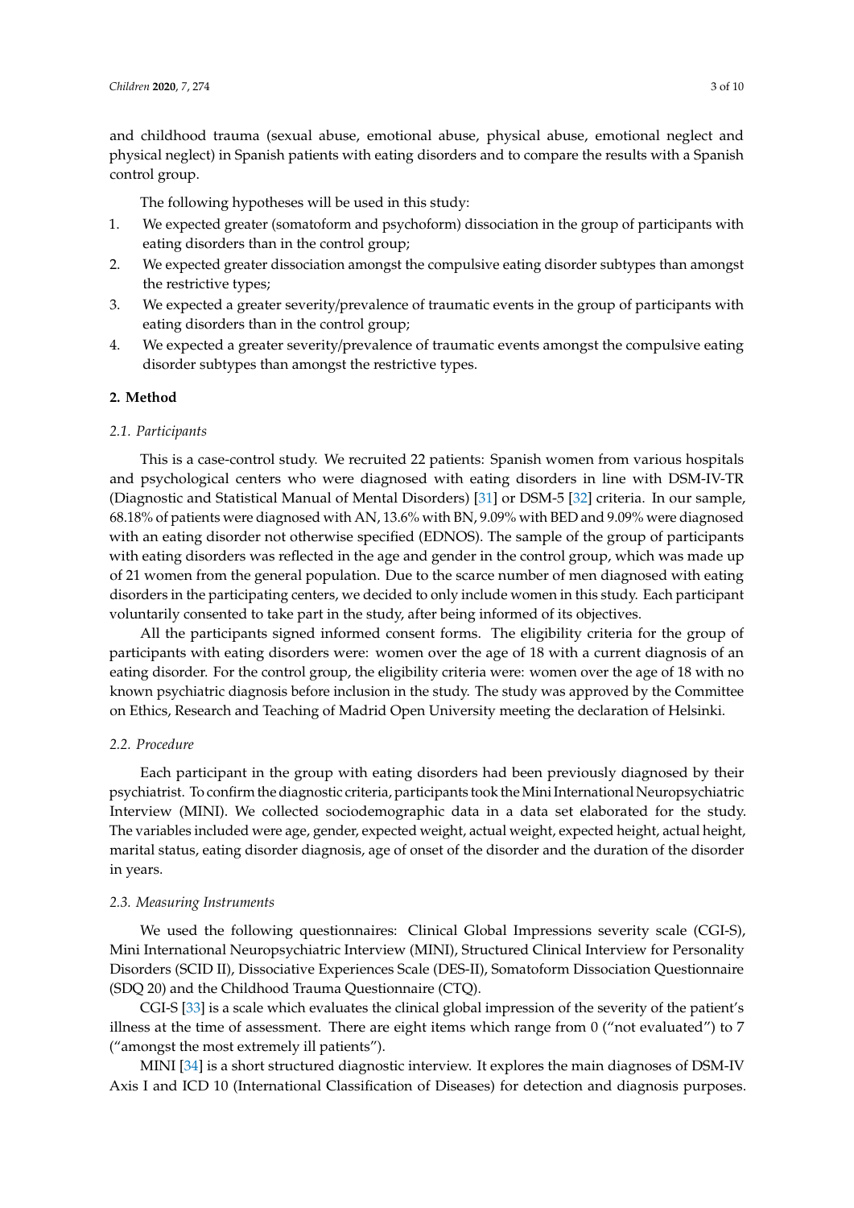and childhood trauma (sexual abuse, emotional abuse, physical abuse, emotional neglect and physical neglect) in Spanish patients with eating disorders and to compare the results with a Spanish control group.

The following hypotheses will be used in this study:

1. We expected greater (somatoform and psychoform) dissociation in the group of participants with eating disorders than in the control group;
2. We expected greater dissociation amongst the compulsive eating disorder subtypes than amongst the restrictive types;
3. We expected a greater severity/prevalence of traumatic events in the group of participants with eating disorders than in the control group;
4. We expected a greater severity/prevalence of traumatic events amongst the compulsive eating disorder subtypes than amongst the restrictive types.

## 2. Method

### *2.1. Participants*

This is a case-control study. We recruited 22 patients: Spanish women from various hospitals and psychological centers who were diagnosed with eating disorders in line with DSM-IV-TR (Diagnostic and Statistical Manual of Mental Disorders) [31] or DSM-5 [32] criteria. In our sample, 68.18% of patients were diagnosed with AN, 13.6% with BN, 9.09% with BED and 9.09% were diagnosed with an eating disorder not otherwise specified (EDNOS). The sample of the group of participants with eating disorders was reflected in the age and gender in the control group, which was made up of 21 women from the general population. Due to the scarce number of men diagnosed with eating disorders in the participating centers, we decided to only include women in this study. Each participant voluntarily consented to take part in the study, after being informed of its objectives.

All the participants signed informed consent forms. The eligibility criteria for the group of participants with eating disorders were: women over the age of 18 with a current diagnosis of an eating disorder. For the control group, the eligibility criteria were: women over the age of 18 with no known psychiatric diagnosis before inclusion in the study. The study was approved by the Committee on Ethics, Research and Teaching of Madrid Open University meeting the declaration of Helsinki.

### *2.2. Procedure*

Each participant in the group with eating disorders had been previously diagnosed by their psychiatrist. To confirm the diagnostic criteria, participants took the Mini International Neuropsychiatric Interview (MINI). We collected sociodemographic data in a data set elaborated for the study. The variables included were age, gender, expected weight, actual weight, expected height, actual height, marital status, eating disorder diagnosis, age of onset of the disorder and the duration of the disorder in years.

### *2.3. Measuring Instruments*

We used the following questionnaires: Clinical Global Impressions severity scale (CGI-S), Mini International Neuropsychiatric Interview (MINI), Structured Clinical Interview for Personality Disorders (SCID II), Dissociative Experiences Scale (DES-II), Somatoform Dissociation Questionnaire (SDQ 20) and the Childhood Trauma Questionnaire (CTQ).

CGI-S [33] is a scale which evaluates the clinical global impression of the severity of the patient's illness at the time of assessment. There are eight items which range from 0 ("not evaluated") to 7 ("amongst the most extremely ill patients").

MINI [34] is a short structured diagnostic interview. It explores the main diagnoses of DSM-IV Axis I and ICD 10 (International Classification of Diseases) for detection and diagnosis purposes.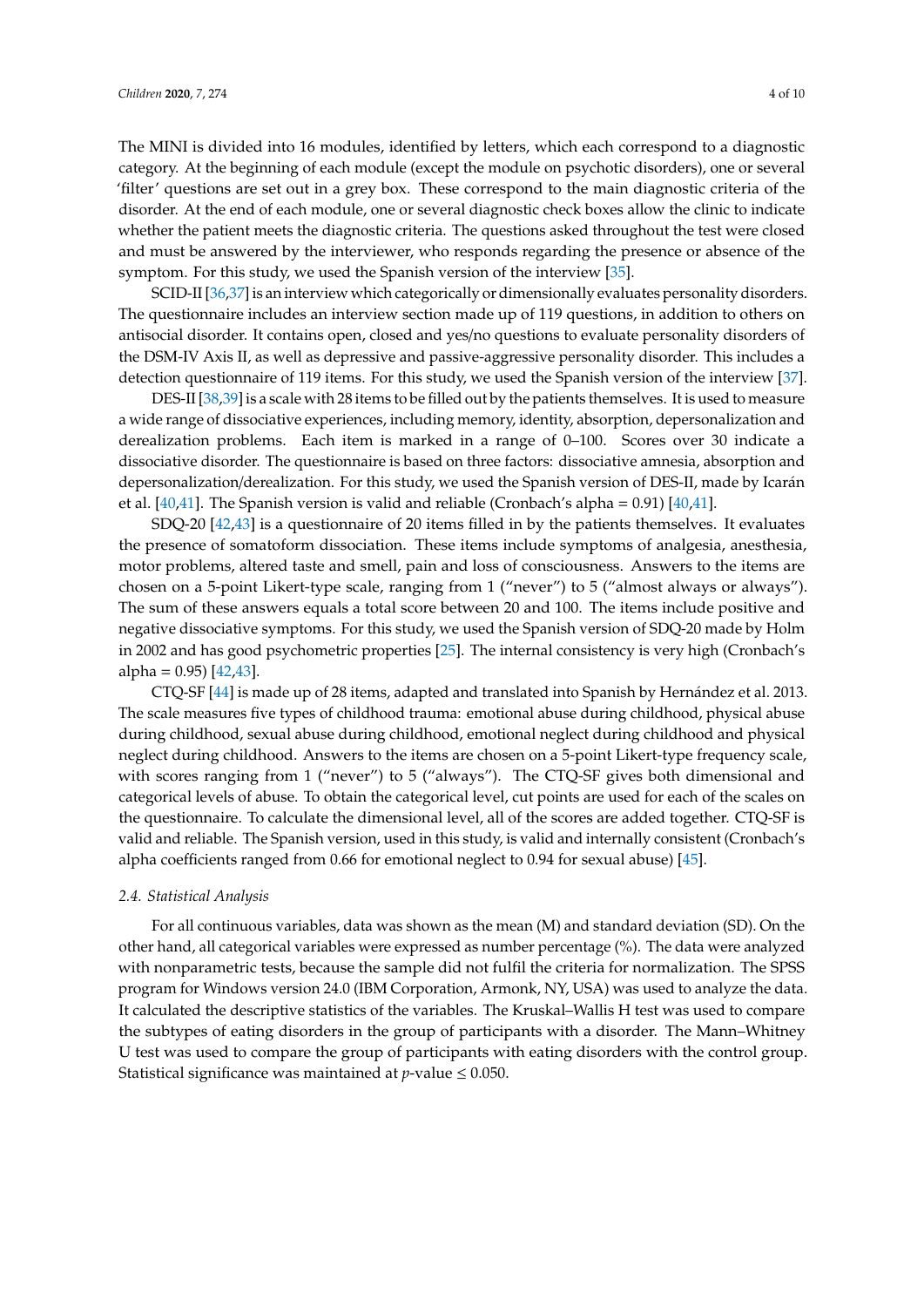The MINI is divided into 16 modules, identified by letters, which each correspond to a diagnostic category. At the beginning of each module (except the module on psychotic disorders), one or several 'filter' questions are set out in a grey box. These correspond to the main diagnostic criteria of the disorder. At the end of each module, one or several diagnostic check boxes allow the clinic to indicate whether the patient meets the diagnostic criteria. The questions asked throughout the test were closed and must be answered by the interviewer, who responds regarding the presence or absence of the symptom. For this study, we used the Spanish version of the interview [35].

SCID-II [36,37] is an interview which categorically or dimensionally evaluates personality disorders. The questionnaire includes an interview section made up of 119 questions, in addition to others on antisocial disorder. It contains open, closed and yes/no questions to evaluate personality disorders of the DSM-IV Axis II, as well as depressive and passive-aggressive personality disorder. This includes a detection questionnaire of 119 items. For this study, we used the Spanish version of the interview [37].

DES-II [38,39] is a scale with 28 items to be filled out by the patients themselves. It is used to measure a wide range of dissociative experiences, including memory, identity, absorption, depersonalization and derealization problems. Each item is marked in a range of 0–100. Scores over 30 indicate a dissociative disorder. The questionnaire is based on three factors: dissociative amnesia, absorption and depersonalization/derealization. For this study, we used the Spanish version of DES-II, made by Icarán et al. [40,41]. The Spanish version is valid and reliable (Cronbach's alpha = 0.91) [40,41].

SDQ-20 [42,43] is a questionnaire of 20 items filled in by the patients themselves. It evaluates the presence of somatoform dissociation. These items include symptoms of analgesia, anesthesia, motor problems, altered taste and smell, pain and loss of consciousness. Answers to the items are chosen on a 5-point Likert-type scale, ranging from 1 ("never") to 5 ("almost always or always"). The sum of these answers equals a total score between 20 and 100. The items include positive and negative dissociative symptoms. For this study, we used the Spanish version of SDQ-20 made by Holm in 2002 and has good psychometric properties [25]. The internal consistency is very high (Cronbach's alpha = 0.95) [42,43].

CTQ-SF [44] is made up of 28 items, adapted and translated into Spanish by Hernández et al. 2013. The scale measures five types of childhood trauma: emotional abuse during childhood, physical abuse during childhood, sexual abuse during childhood, emotional neglect during childhood and physical neglect during childhood. Answers to the items are chosen on a 5-point Likert-type frequency scale, with scores ranging from 1 ("never") to 5 ("always"). The CTQ-SF gives both dimensional and categorical levels of abuse. To obtain the categorical level, cut points are used for each of the scales on the questionnaire. To calculate the dimensional level, all of the scores are added together. CTQ-SF is valid and reliable. The Spanish version, used in this study, is valid and internally consistent (Cronbach's alpha coefficients ranged from 0.66 for emotional neglect to 0.94 for sexual abuse) [45].

### 2.4. Statistical Analysis

For all continuous variables, data was shown as the mean (M) and standard deviation (SD). On the other hand, all categorical variables were expressed as number percentage (%). The data were analyzed with nonparametric tests, because the sample did not fulfil the criteria for normalization. The SPSS program for Windows version 24.0 (IBM Corporation, Armonk, NY, USA) was used to analyze the data. It calculated the descriptive statistics of the variables. The Kruskal–Wallis H test was used to compare the subtypes of eating disorders in the group of participants with a disorder. The Mann–Whitney U test was used to compare the group of participants with eating disorders with the control group. Statistical significance was maintained at $p$-value $\leq 0.050$.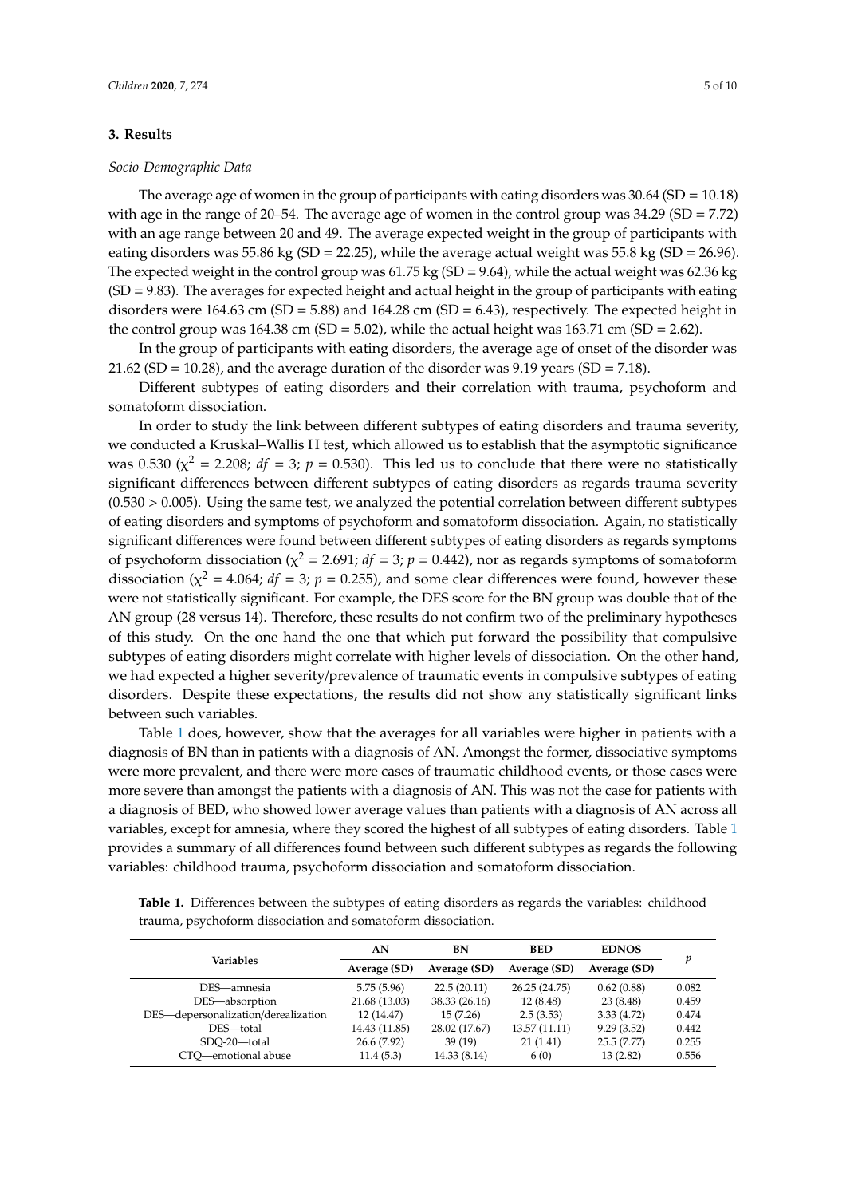## 3. Results

### *Socio-Demographic Data*

The average age of women in the group of participants with eating disorders was 30.64 (SD = 10.18) with age in the range of 20–54. The average age of women in the control group was 34.29 (SD = 7.72) with an age range between 20 and 49. The average expected weight in the group of participants with eating disorders was 55.86 kg (SD = 22.25), while the average actual weight was 55.8 kg (SD = 26.96). The expected weight in the control group was 61.75 kg (SD = 9.64), while the actual weight was 62.36 kg (SD = 9.83). The averages for expected height and actual height in the group of participants with eating disorders were 164.63 cm (SD = 5.88) and 164.28 cm (SD = 6.43), respectively. The expected height in the control group was 164.38 cm (SD = 5.02), while the actual height was 163.71 cm (SD = 2.62).

In the group of participants with eating disorders, the average age of onset of the disorder was 21.62 (SD = 10.28), and the average duration of the disorder was 9.19 years (SD = 7.18).

Different subtypes of eating disorders and their correlation with trauma, psychoform and somatoform dissociation.

In order to study the link between different subtypes of eating disorders and trauma severity, we conducted a Kruskal–Wallis H test, which allowed us to establish that the asymptotic significance was 0.530 ($\chi^2 = 2.208$; $df = 3$; $p = 0.530$). This led us to conclude that there were no statistically significant differences between different subtypes of eating disorders as regards trauma severity (0.530 > 0.005). Using the same test, we analyzed the potential correlation between different subtypes of eating disorders and symptoms of psychoform and somatoform dissociation. Again, no statistically significant differences were found between different subtypes of eating disorders as regards symptoms of psychoform dissociation ($\chi^2 = 2.691$; $df = 3$; $p = 0.442$), nor as regards symptoms of somatoform dissociation ($\chi^2 = 4.064$; $df = 3$; $p = 0.255$), and some clear differences were found, however these were not statistically significant. For example, the DES score for the BN group was double that of the AN group (28 versus 14). Therefore, these results do not confirm two of the preliminary hypotheses of this study. On the one hand the one that which put forward the possibility that compulsive subtypes of eating disorders might correlate with higher levels of dissociation. On the other hand, we had expected a higher severity/prevalence of traumatic events in compulsive subtypes of eating disorders. Despite these expectations, the results did not show any statistically significant links between such variables.

Table 1 does, however, show that the averages for all variables were higher in patients with a diagnosis of BN than in patients with a diagnosis of AN. Amongst the former, dissociative symptoms were more prevalent, and there were more cases of traumatic childhood events, or those cases were more severe than amongst the patients with a diagnosis of AN. This was not the case for patients with a diagnosis of BED, who showed lower average values than patients with a diagnosis of AN across all variables, except for amnesia, where they scored the highest of all subtypes of eating disorders. Table 1 provides a summary of all differences found between such different subtypes as regards the following variables: childhood trauma, psychoform dissociation and somatoform dissociation.

**Table 1.** Differences between the subtypes of eating disorders as regards the variables: childhood trauma, psychoform dissociation and somatoform dissociation.

| Variables | AN | BN | BED | EDNOS | *p* |
|---|---|---|---|---|---|
| | Average (SD) | Average (SD) | Average (SD) | Average (SD) | |
| DES—amnesia | 5.75 (5.96) | 22.5 (20.11) | 26.25 (24.75) | 0.62 (0.88) | 0.082 |
| DES—absorption | 21.68 (13.03) | 38.33 (26.16) | 12 (8.48) | 23 (8.48) | 0.459 |
| DES—depersonalization/derealization | 12 (14.47) | 15 (7.26) | 2.5 (3.53) | 3.33 (4.72) | 0.474 |
| DES—total | 14.43 (11.85) | 28.02 (17.67) | 13.57 (11.11) | 9.29 (3.52) | 0.442 |
| SDQ-20—total | 26.6 (7.92) | 39 (19) | 21 (1.41) | 25.5 (7.77) | 0.255 |
| CTQ—emotional abuse | 11.4 (5.3) | 14.33 (8.14) | 6 (0) | 13 (2.82) | 0.556 |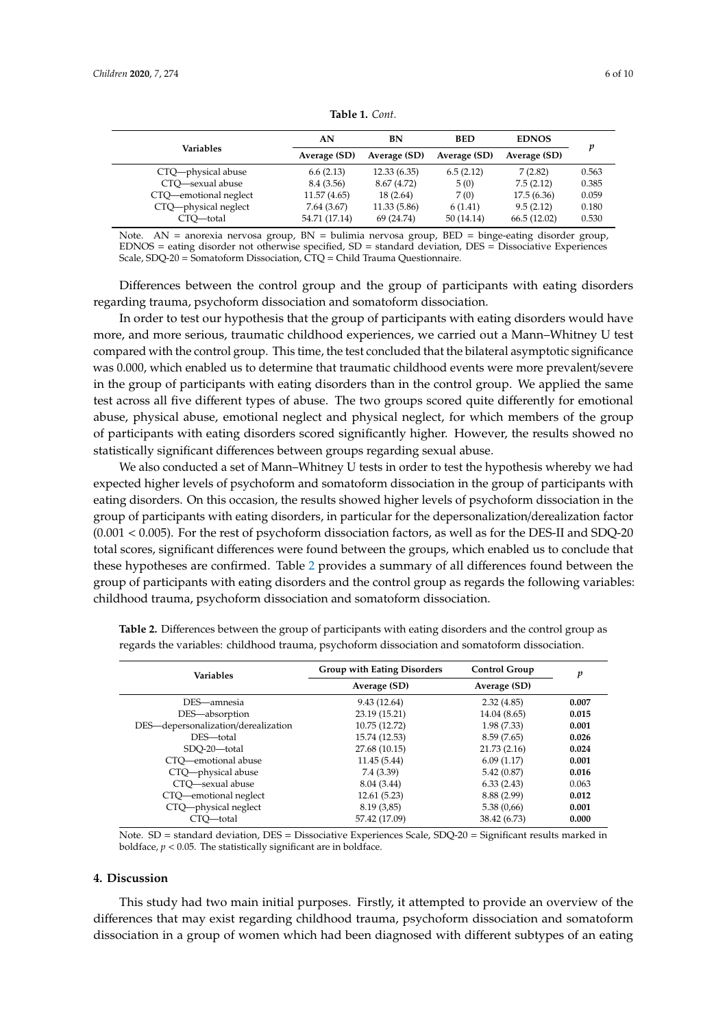**Table 1.** *Cont.*

| Variables | AN | BN | BED | EDNOS | *p* |
|---|---|---|---|---|---|
| | Average (SD) | Average (SD) | Average (SD) | Average (SD) | |
| CTQ—physical abuse | 6.6 (2.13) | 12.33 (6.35) | 6.5 (2.12) | 7 (2.82) | 0.563 |
| CTQ—sexual abuse | 8.4 (3.56) | 8.67 (4.72) | 5 (0) | 7.5 (2.12) | 0.385 |
| CTQ—emotional neglect | 11.57 (4.65) | 18 (2.64) | 7 (0) | 17.5 (6.36) | 0.059 |
| CTQ—physical neglect | 7.64 (3.67) | 11.33 (5.86) | 6 (1.41) | 9.5 (2.12) | 0.180 |
| CTQ—total | 54.71 (17.14) | 69 (24.74) | 50 (14.14) | 66.5 (12.02) | 0.530 |

Note. AN = anorexia nervosa group, BN = bulimia nervosa group, BED = binge-eating disorder group, EDNOS = eating disorder not otherwise specified, SD = standard deviation, DES = Dissociative Experiences Scale, SDQ-20 = Somatoform Dissociation, CTQ = Child Trauma Questionnaire.

Differences between the control group and the group of participants with eating disorders regarding trauma, psychoform dissociation and somatoform dissociation.

In order to test our hypothesis that the group of participants with eating disorders would have more, and more serious, traumatic childhood experiences, we carried out a Mann–Whitney U test compared with the control group. This time, the test concluded that the bilateral asymptotic significance was 0.000, which enabled us to determine that traumatic childhood events were more prevalent/severe in the group of participants with eating disorders than in the control group. We applied the same test across all five different types of abuse. The two groups scored quite differently for emotional abuse, physical abuse, emotional neglect and physical neglect, for which members of the group of participants with eating disorders scored significantly higher. However, the results showed no statistically significant differences between groups regarding sexual abuse.

We also conducted a set of Mann–Whitney U tests in order to test the hypothesis whereby we had expected higher levels of psychoform and somatoform dissociation in the group of participants with eating disorders. On this occasion, the results showed higher levels of psychoform dissociation in the group of participants with eating disorders, in particular for the depersonalization/derealization factor ($0.001 < 0.005$). For the rest of psychoform dissociation factors, as well as for the DES-II and SDQ-20 total scores, significant differences were found between the groups, which enabled us to conclude that these hypotheses are confirmed. Table 2 provides a summary of all differences found between the group of participants with eating disorders and the control group as regards the following variables: childhood trauma, psychoform dissociation and somatoform dissociation.

**Table 2.** Differences between the group of participants with eating disorders and the control group as regards the variables: childhood trauma, psychoform dissociation and somatoform dissociation.

| Variables | Group with Eating Disorders | Control Group | *p* |
|---|---|---|---|
| | Average (SD) | Average (SD) | |
| DES—amnesia | 9.43 (12.64) | 2.32 (4.85) | **0.007** |
| DES—absorption | 23.19 (15.21) | 14.04 (8.65) | **0.015** |
| DES—depersonalization/derealization | 10.75 (12.72) | 1.98 (7.33) | **0.001** |
| DES—total | 15.74 (12.53) | 8.59 (7.65) | **0.026** |
| SDQ-20—total | 27.68 (10.15) | 21.73 (2.16) | **0.024** |
| CTQ—emotional abuse | 11.45 (5.44) | 6.09 (1.17) | **0.001** |
| CTQ—physical abuse | 7.4 (3.39) | 5.42 (0.87) | **0.016** |
| CTQ—sexual abuse | 8.04 (3.44) | 6.33 (2.43) | 0.063 |
| CTQ—emotional neglect | 12.61 (5.23) | 8.88 (2.99) | **0.012** |
| CTQ—physical neglect | 8.19 (3,85) | 5.38 (0,66) | **0.001** |
| CTQ—total | 57.42 (17.09) | 38.42 (6.73) | **0.000** |

Note. SD = standard deviation, DES = Dissociative Experiences Scale, SDQ-20 = Significant results marked in boldface, $p < 0.05$. The statistically significant are in boldface.

## 4. Discussion

This study had two main initial purposes. Firstly, it attempted to provide an overview of the differences that may exist regarding childhood trauma, psychoform dissociation and somatoform dissociation in a group of women which had been diagnosed with different subtypes of an eating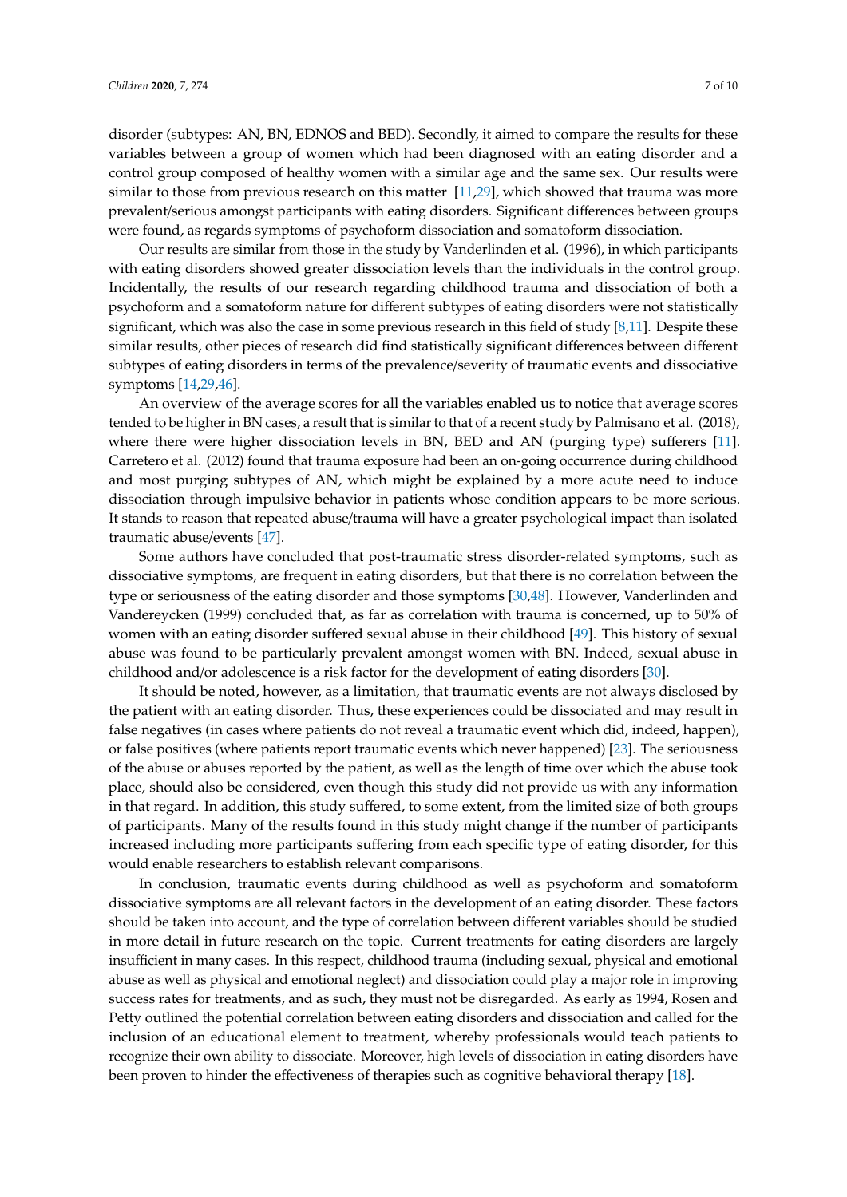disorder (subtypes: AN, BN, EDNOS and BED). Secondly, it aimed to compare the results for these variables between a group of women which had been diagnosed with an eating disorder and a control group composed of healthy women with a similar age and the same sex. Our results were similar to those from previous research on this matter [11,29], which showed that trauma was more prevalent/serious amongst participants with eating disorders. Significant differences between groups were found, as regards symptoms of psychoform dissociation and somatoform dissociation.

Our results are similar from those in the study by Vanderlinden et al. (1996), in which participants with eating disorders showed greater dissociation levels than the individuals in the control group. Incidentally, the results of our research regarding childhood trauma and dissociation of both a psychoform and a somatoform nature for different subtypes of eating disorders were not statistically significant, which was also the case in some previous research in this field of study [8,11]. Despite these similar results, other pieces of research did find statistically significant differences between different subtypes of eating disorders in terms of the prevalence/severity of traumatic events and dissociative symptoms [14,29,46].

An overview of the average scores for all the variables enabled us to notice that average scores tended to be higher in BN cases, a result that is similar to that of a recent study by Palmisano et al. (2018), where there were higher dissociation levels in BN, BED and AN (purging type) sufferers [11]. Carretero et al. (2012) found that trauma exposure had been an on-going occurrence during childhood and most purging subtypes of AN, which might be explained by a more acute need to induce dissociation through impulsive behavior in patients whose condition appears to be more serious. It stands to reason that repeated abuse/trauma will have a greater psychological impact than isolated traumatic abuse/events [47].

Some authors have concluded that post-traumatic stress disorder-related symptoms, such as dissociative symptoms, are frequent in eating disorders, but that there is no correlation between the type or seriousness of the eating disorder and those symptoms [30,48]. However, Vanderlinden and Vandereycken (1999) concluded that, as far as correlation with trauma is concerned, up to 50% of women with an eating disorder suffered sexual abuse in their childhood [49]. This history of sexual abuse was found to be particularly prevalent amongst women with BN. Indeed, sexual abuse in childhood and/or adolescence is a risk factor for the development of eating disorders [30].

It should be noted, however, as a limitation, that traumatic events are not always disclosed by the patient with an eating disorder. Thus, these experiences could be dissociated and may result in false negatives (in cases where patients do not reveal a traumatic event which did, indeed, happen), or false positives (where patients report traumatic events which never happened) [23]. The seriousness of the abuse or abuses reported by the patient, as well as the length of time over which the abuse took place, should also be considered, even though this study did not provide us with any information in that regard. In addition, this study suffered, to some extent, from the limited size of both groups of participants. Many of the results found in this study might change if the number of participants increased including more participants suffering from each specific type of eating disorder, for this would enable researchers to establish relevant comparisons.

In conclusion, traumatic events during childhood as well as psychoform and somatoform dissociative symptoms are all relevant factors in the development of an eating disorder. These factors should be taken into account, and the type of correlation between different variables should be studied in more detail in future research on the topic. Current treatments for eating disorders are largely insufficient in many cases. In this respect, childhood trauma (including sexual, physical and emotional abuse as well as physical and emotional neglect) and dissociation could play a major role in improving success rates for treatments, and as such, they must not be disregarded. As early as 1994, Rosen and Petty outlined the potential correlation between eating disorders and dissociation and called for the inclusion of an educational element to treatment, whereby professionals would teach patients to recognize their own ability to dissociate. Moreover, high levels of dissociation in eating disorders have been proven to hinder the effectiveness of therapies such as cognitive behavioral therapy [18].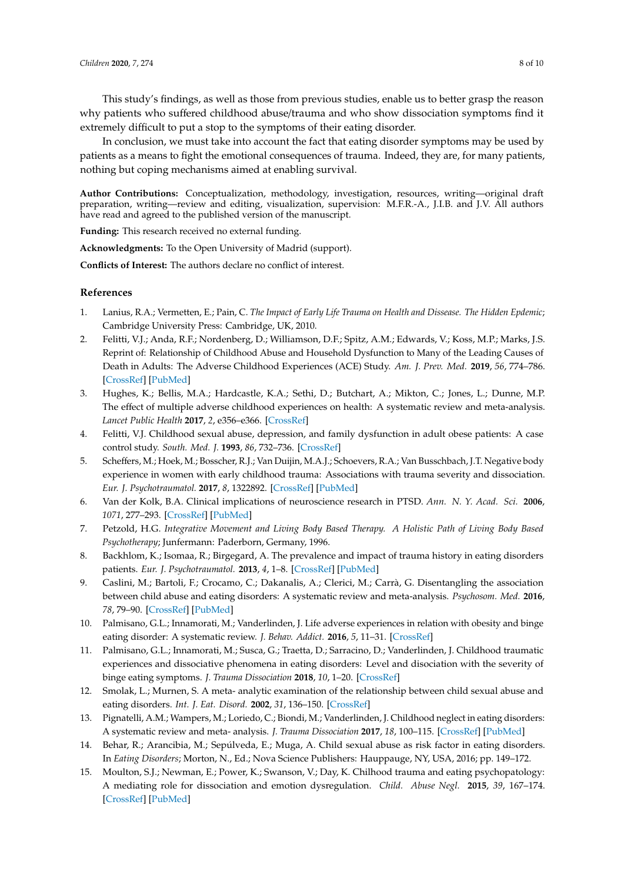This study's findings, as well as those from previous studies, enable us to better grasp the reason why patients who suffered childhood abuse/trauma and who show dissociation symptoms find it extremely difficult to put a stop to the symptoms of their eating disorder.

In conclusion, we must take into account the fact that eating disorder symptoms may be used by patients as a means to fight the emotional consequences of trauma. Indeed, they are, for many patients, nothing but coping mechanisms aimed at enabling survival.

**Author Contributions:** Conceptualization, methodology, investigation, resources, writing—original draft preparation, writing—review and editing, visualization, supervision: M.F.R.-A., J.I.B. and J.V. All authors have read and agreed to the published version of the manuscript.

**Funding:** This research received no external funding.

**Acknowledgments:** To the Open University of Madrid (support).

**Conflicts of Interest:** The authors declare no conflict of interest.

## References

1. Lanius, R.A.; Vermetten, E.; Pain, C. *The Impact of Early Life Trauma on Health and Dissease. The Hidden Epidemic*; Cambridge University Press: Cambridge, UK, 2010.
2. Felitti, V.J.; Anda, R.F.; Nordenberg, D.; Williamson, D.F.; Spitz, A.M.; Edwards, V.; Koss, M.P.; Marks, J.S. Reprint of: Relationship of Childhood Abuse and Household Dysfunction to Many of the Leading Causes of Death in Adults: The Adverse Childhood Experiences (ACE) Study. *Am. J. Prev. Med.* **2019**, *56*, 774–786. [CrossRef] [PubMed]
3. Hughes, K.; Bellis, M.A.; Hardcastle, K.A.; Sethi, D.; Butchart, A.; Mikton, C.; Jones, L.; Dunne, M.P. The effect of multiple adverse childhood experiences on health: A systematic review and meta-analysis. *Lancet Public Health* **2017**, *2*, e356–e366. [CrossRef]
4. Felitti, V.J. Childhood sexual abuse, depression, and family dysfunction in adult obese patients: A case control study. *South. Med. J.* **1993**, *86*, 732–736. [CrossRef]
5. Scheffers, M.; Hoek, M.; Bosscher, R.J.; Van Duijin, M.A.J.; Schoevers, R.A.; Van Busschbach, J.T. Negative body experience in women with early childhood trauma: Associations with trauma severity and dissociation. *Eur. J. Psychotraumatol.* **2017**, *8*, 1322892. [CrossRef] [PubMed]
6. Van der Kolk, B.A. Clinical implications of neuroscience research in PTSD. *Ann. N. Y. Acad. Sci.* **2006**, *1071*, 277–293. [CrossRef] [PubMed]
7. Petzold, H.G. *Integrative Movement and Living Body Based Therapy. A Holistic Path of Living Body Based Psychotherapy*; Junfermann: Paderborn, Germany, 1996.
8. Backhlom, K.; Isomaa, R.; Birgegard, A. The prevalence and impact of trauma history in eating disorders patients. *Eur. J. Psychotraumatol.* **2013**, *4*, 1–8. [CrossRef] [PubMed]
9. Caslini, M.; Bartoli, F.; Crocamo, C.; Dakanalis, A.; Clerici, M.; Carrà, G. Disentangling the association between child abuse and eating disorders: A systematic review and meta-analysis. *Psychosom. Med.* **2016**, *78*, 79–90. [CrossRef] [PubMed]
10. Palmisano, G.L.; Innamorati, M.; Vanderlinden, J. Life adverse experiences in relation with obesity and binge eating disorder: A systematic review. *J. Behav. Addict.* **2016**, *5*, 11–31. [CrossRef]
11. Palmisano, G.L.; Innamorati, M.; Susca, G.; Traetta, D.; Sarracino, D.; Vanderlinden, J. Childhood traumatic experiences and dissociative phenomena in eating disorders: Level and disociation with the severity of binge eating symptoms. *J. Trauma Dissociation* **2018**, *10*, 1–20. [CrossRef]
12. Smolak, L.; Murnen, S. A meta- analytic examination of the relationship between child sexual abuse and eating disorders. *Int. J. Eat. Disord.* **2002**, *31*, 136–150. [CrossRef]
13. Pignatelli, A.M.; Wampers, M.; Loriedo, C.; Biondi, M.; Vanderlinden, J. Childhood neglect in eating disorders: A systematic review and meta- analysis. *J. Trauma Dissociation* **2017**, *18*, 100–115. [CrossRef] [PubMed]
14. Behar, R.; Arancibia, M.; Sepúlveda, E.; Muga, A. Child sexual abuse as risk factor in eating disorders. In *Eating Disorders*; Morton, N., Ed.; Nova Science Publishers: Hauppauge, NY, USA, 2016; pp. 149–172.
15. Moulton, S.J.; Newman, E.; Power, K.; Swanson, V.; Day, K. Chilhood trauma and eating psychopatology: A mediating role for dissociation and emotion dysregulation. *Child. Abuse Negl.* **2015**, *39*, 167–174. [CrossRef] [PubMed]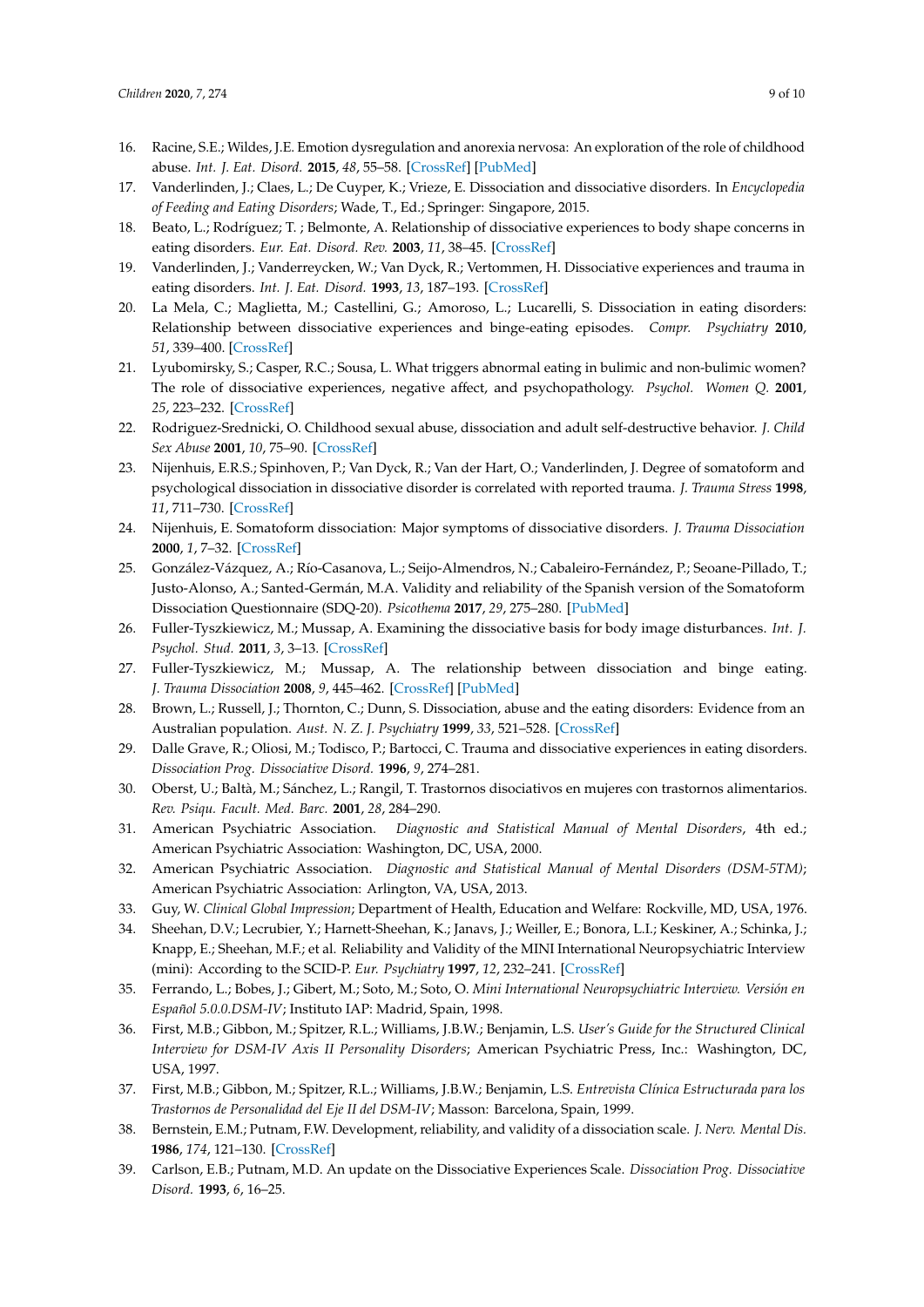16. Racine, S.E.; Wildes, J.E. Emotion dysregulation and anorexia nervosa: An exploration of the role of childhood abuse. *Int. J. Eat. Disord.* **2015**, *48*, 55–58. [CrossRef] [PubMed]
17. Vanderlinden, J.; Claes, L.; De Cuyper, K.; Vrieze, E. Dissociation and dissociative disorders. In *Encyclopedia of Feeding and Eating Disorders*; Wade, T., Ed.; Springer: Singapore, 2015.
18. Beato, L.; Rodríguez; T. ; Belmonte, A. Relationship of dissociative experiences to body shape concerns in eating disorders. *Eur. Eat. Disord. Rev.* **2003**, *11*, 38–45. [CrossRef]
19. Vanderlinden, J.; Vanderreycken, W.; Van Dyck, R.; Vertommen, H. Dissociative experiences and trauma in eating disorders. *Int. J. Eat. Disord.* **1993**, *13*, 187–193. [CrossRef]
20. La Mela, C.; Maglietta, M.; Castellini, G.; Amoroso, L.; Lucarelli, S. Dissociation in eating disorders: Relationship between dissociative experiences and binge-eating episodes. *Compr. Psychiatry* **2010**, *51*, 339–400. [CrossRef]
21. Lyubomirsky, S.; Casper, R.C.; Sousa, L. What triggers abnormal eating in bulimic and non-bulimic women? The role of dissociative experiences, negative affect, and psychopathology. *Psychol. Women Q.* **2001**, *25*, 223–232. [CrossRef]
22. Rodriguez-Srednicki, O. Childhood sexual abuse, dissociation and adult self-destructive behavior. *J. Child Sex Abuse* **2001**, *10*, 75–90. [CrossRef]
23. Nijenhuis, E.R.S.; Spinhoven, P.; Van Dyck, R.; Van der Hart, O.; Vanderlinden, J. Degree of somatoform and psychological dissociation in dissociative disorder is correlated with reported trauma. *J. Trauma Stress* **1998**, *11*, 711–730. [CrossRef]
24. Nijenhuis, E. Somatoform dissociation: Major symptoms of dissociative disorders. *J. Trauma Dissociation* **2000**, *1*, 7–32. [CrossRef]
25. González-Vázquez, A.; Río-Casanova, L.; Seijo-Almendros, N.; Cabaleiro-Fernández, P.; Seoane-Pillado, T.; Justo-Alonso, A.; Santed-Germán, M.A. Validity and reliability of the Spanish version of the Somatoform Dissociation Questionnaire (SDQ-20). *Psicothema* **2017**, *29*, 275–280. [PubMed]
26. Fuller-Tyszkiewicz, M.; Mussap, A. Examining the dissociative basis for body image disturbances. *Int. J. Psychol. Stud.* **2011**, *3*, 3–13. [CrossRef]
27. Fuller-Tyszkiewicz, M.; Mussap, A. The relationship between dissociation and binge eating. *J. Trauma Dissociation* **2008**, *9*, 445–462. [CrossRef] [PubMed]
28. Brown, L.; Russell, J.; Thornton, C.; Dunn, S. Dissociation, abuse and the eating disorders: Evidence from an Australian population. *Aust. N. Z. J. Psychiatry* **1999**, *33*, 521–528. [CrossRef]
29. Dalle Grave, R.; Oliosi, M.; Todisco, P.; Bartocci, C. Trauma and dissociative experiences in eating disorders. *Dissociation Prog. Dissociative Disord.* **1996**, *9*, 274–281.
30. Oberst, U.; Baltà, M.; Sánchez, L.; Rangil, T. Trastornos disociativos en mujeres con trastornos alimentarios. *Rev. Psiqu. Facult. Med. Barc.* **2001**, *28*, 284–290.
31. American Psychiatric Association. *Diagnostic and Statistical Manual of Mental Disorders*, 4th ed.; American Psychiatric Association: Washington, DC, USA, 2000.
32. American Psychiatric Association. *Diagnostic and Statistical Manual of Mental Disorders (DSM-5TM)*; American Psychiatric Association: Arlington, VA, USA, 2013.
33. Guy, W. *Clinical Global Impression*; Department of Health, Education and Welfare: Rockville, MD, USA, 1976.
34. Sheehan, D.V.; Lecrubier, Y.; Harnett-Sheehan, K.; Janavs, J.; Weiller, E.; Bonora, L.I.; Keskiner, A.; Schinka, J.; Knapp, E.; Sheehan, M.F.; et al. Reliability and Validity of the MINI International Neuropsychiatric Interview (mini): According to the SCID-P. *Eur. Psychiatry* **1997**, *12*, 232–241. [CrossRef]
35. Ferrando, L.; Bobes, J.; Gibert, M.; Soto, M.; Soto, O. *Mini International Neuropsychiatric Interview. Versión en Español 5.0.0.DSM-IV*; Instituto IAP: Madrid, Spain, 1998.
36. First, M.B.; Gibbon, M.; Spitzer, R.L.; Williams, J.B.W.; Benjamin, L.S. *User's Guide for the Structured Clinical Interview for DSM-IV Axis II Personality Disorders*; American Psychiatric Press, Inc.: Washington, DC, USA, 1997.
37. First, M.B.; Gibbon, M.; Spitzer, R.L.; Williams, J.B.W.; Benjamin, L.S. *Entrevista Clínica Estructurada para los Trastornos de Personalidad del Eje II del DSM-IV*; Masson: Barcelona, Spain, 1999.
38. Bernstein, E.M.; Putnam, F.W. Development, reliability, and validity of a dissociation scale. *J. Nerv. Mental Dis.* **1986**, *174*, 121–130. [CrossRef]
39. Carlson, E.B.; Putnam, M.D. An update on the Dissociative Experiences Scale. *Dissociation Prog. Dissociative Disord.* **1993**, *6*, 16–25.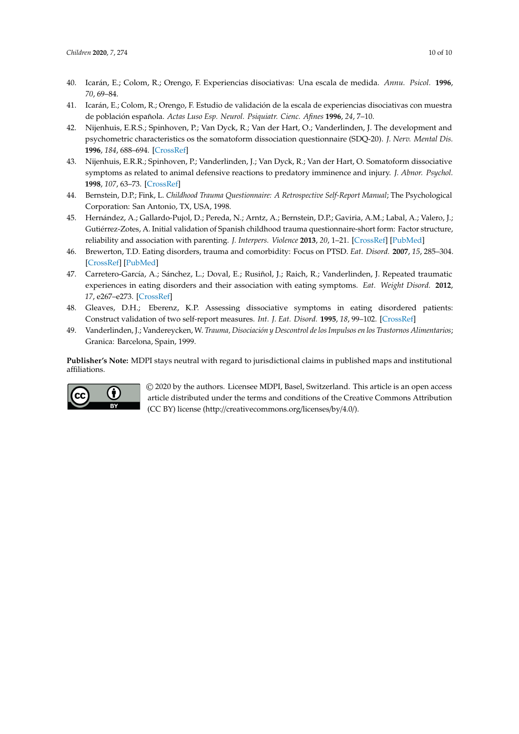40. Icarán, E.; Colom, R.; Orengo, F. Experiencias disociativas: Una escala de medida. *Annu. Psicol.* **1996**, *70*, 69–84.
41. Icarán, E.; Colom, R.; Orengo, F. Estudio de validación de la escala de experiencias disociativas con muestra de población española. *Actas Luso Esp. Neurol. Psiquiatr. Cienc. Afines* **1996**, *24*, 7–10.
42. Nijenhuis, E.R.S.; Spinhoven, P.; Van Dyck, R.; Van der Hart, O.; Vanderlinden, J. The development and psychometric characteristics os the somatoform dissociation questionnaire (SDQ-20). *J. Nerv. Mental Dis.* **1996**, *184*, 688–694. [CrossRef]
43. Nijenhuis, E.R.R.; Spinhoven, P.; Vanderlinden, J.; Van Dyck, R.; Van der Hart, O. Somatoform dissociative symptoms as related to animal defensive reactions to predatory imminence and injury. *J. Abnor. Psychol.* **1998**, *107*, 63–73. [CrossRef]
44. Bernstein, D.P.; Fink, L. *Childhood Trauma Questionnaire: A Retrospective Self-Report Manual*; The Psychological Corporation: San Antonio, TX, USA, 1998.
45. Hernández, A.; Gallardo-Pujol, D.; Pereda, N.; Arntz, A.; Bernstein, D.P.; Gaviria, A.M.; Labal, A.; Valero, J.; Gutiérrez-Zotes, A. Initial validation of Spanish childhood trauma questionnaire-short form: Factor structure, reliability and association with parenting. *J. Interpers. Violence* **2013**, *20*, 1–21. [CrossRef] [PubMed]
46. Brewerton, T.D. Eating disorders, trauma and comorbidity: Focus on PTSD. *Eat. Disord.* **2007**, *15*, 285–304. [CrossRef] [PubMed]
47. Carretero-García, A.; Sánchez, L.; Doval, E.; Rusiñol, J.; Raich, R.; Vanderlinden, J. Repeated traumatic experiences in eating disorders and their association with eating symptoms. *Eat. Weight Disord.* **2012**, *17*, e267–e273. [CrossRef]
48. Gleaves, D.H.; Eberenz, K.P. Assessing dissociative symptoms in eating disordered patients: Construct validation of two self-report measures. *Int. J. Eat. Disord.* **1995**, *18*, 99–102. [CrossRef]
49. Vanderlinden, J.; Vandereycken, W. *Trauma, Disociación y Descontrol de los Impulsos en los Trastornos Alimentarios*; Granica: Barcelona, Spain, 1999.

**Publisher's Note:** MDPI stays neutral with regard to jurisdictional claims in published maps and institutional affiliations.

© 2020 by the authors. Licensee MDPI, Basel, Switzerland. This article is an open access article distributed under the terms and conditions of the Creative Commons Attribution (CC BY) license (http://creativecommons.org/licenses/by/4.0/).